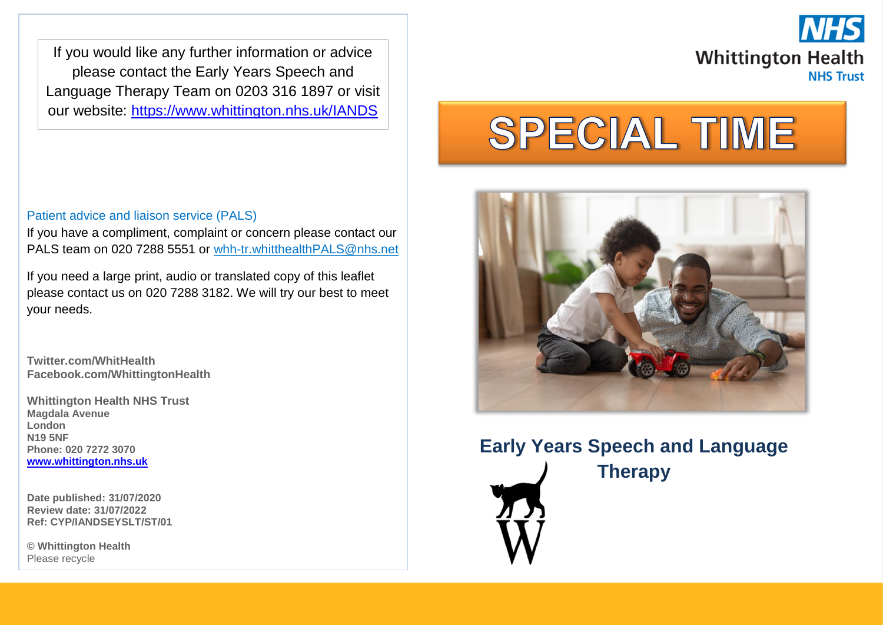If you would like any further information or advice please contact the Early Years Speech and Language Therapy Team on 0203 316 1897 or visit our website: https://www.whittington.nhs.uk/IANDS

Patient advice and liaison service (PALS)

If you have a compliment, complaint or concern please contact our PALS team on 020 7288 5551 or whh-tr.whitthealthPALS@nhs.net

If you need a large print, audio or translated copy of this leaflet please contact us on 020 7288 3182. We will try our best to meet your needs.

**Twitter.com/WhitHealth**
**Facebook.com/WhittingtonHealth**

**Whittington Health NHS Trust**
**Magdala Avenue**
**London**
**N19 5NF**
**Phone: 020 7272 3070**
**www.whittington.nhs.uk**

**Date published: 31/07/2020**
**Review date: 31/07/2022**
**Ref: CYP/IANDSEYSLT/ST/01**

**© Whittington Health**
Please recycle

NHS Whittington Health NHS Trust

# SPECIAL TIME

## Early Years Speech and Language Therapy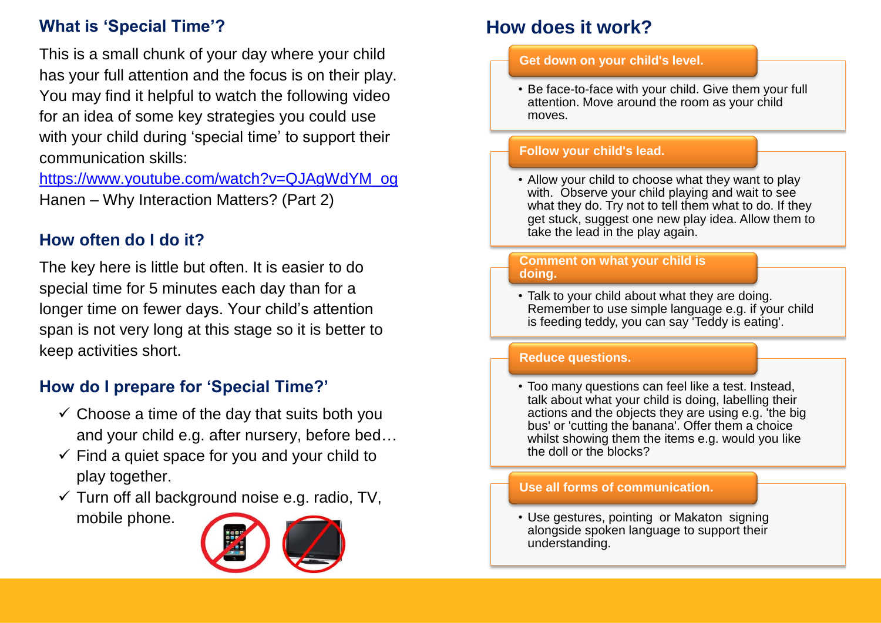## What is 'Special Time'?

This is a small chunk of your day where your child has your full attention and the focus is on their play. You may find it helpful to watch the following video for an idea of some key strategies you could use with your child during 'special time' to support their communication skills:

https://www.youtube.com/watch?v=QJAgWdYM_og

Hanen – Why Interaction Matters? (Part 2)

## How often do I do it?

The key here is little but often. It is easier to do special time for 5 minutes each day than for a longer time on fewer days. Your child's attention span is not very long at this stage so it is better to keep activities short.

## How do I prepare for 'Special Time?'

- ✓ Choose a time of the day that suits both you and your child e.g. after nursery, before bed…
- ✓ Find a quiet space for you and your child to play together.
- ✓ Turn off all background noise e.g. radio, TV, mobile phone.

# How does it work?

### Get down on your child's level.

- Be face-to-face with your child. Give them your full attention. Move around the room as your child moves.

### Follow your child's lead.

- Allow your child to choose what they want to play with. Observe your child playing and wait to see what they do. Try not to tell them what to do. If they get stuck, suggest one new play idea. Allow them to take the lead in the play again.

### Comment on what your child is doing.

- Talk to your child about what they are doing. Remember to use simple language e.g. if your child is feeding teddy, you can say 'Teddy is eating'.

### Reduce questions.

- Too many questions can feel like a test. Instead, talk about what your child is doing, labelling their actions and the objects they are using e.g. 'the big bus' or 'cutting the banana'. Offer them a choice whilst showing them the items e.g. would you like the doll or the blocks?

### Use all forms of communication.

- Use gestures, pointing or Makaton signing alongside spoken language to support their understanding.